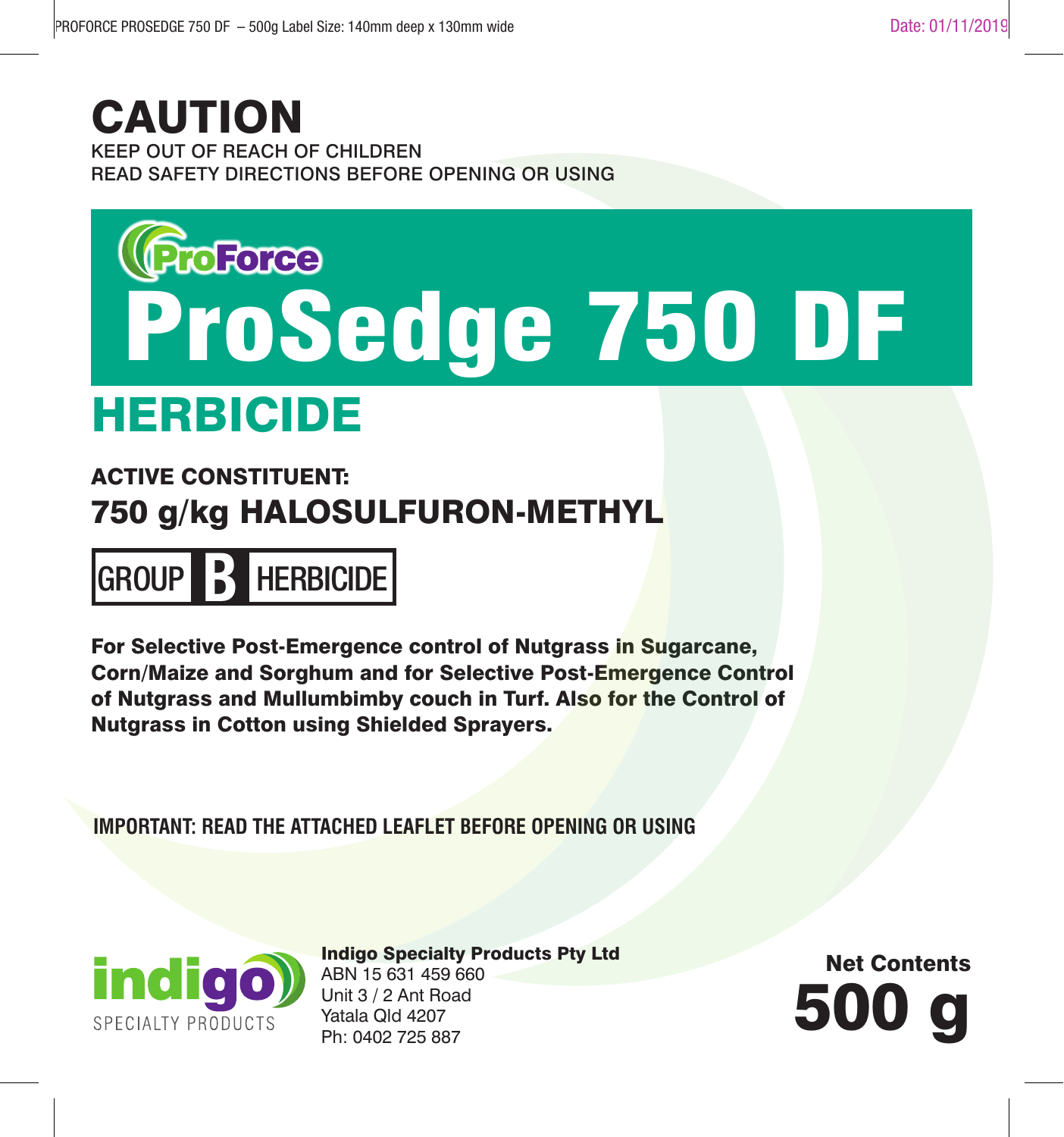# CAUTION

KEEP OUT OF REACH OF CHILDREN
READ SAFETY DIRECTIONS BEFORE OPENING OR USING

ProForce

# ProSedge 750 DF

## HERBICIDE

**ACTIVE CONSTITUENT:**
**750 g/kg HALOSULFURON-METHYL**

**GROUP B HERBICIDE**

**For Selective Post-Emergence control of Nutgrass in Sugarcane, Corn/Maize and Sorghum and for Selective Post-Emergence Control of Nutgrass and Mullumbimby couch in Turf. Also for the Control of Nutgrass in Cotton using Shielded Sprayers.**

**IMPORTANT: READ THE ATTACHED LEAFLET BEFORE OPENING OR USING**

indigo SPECIALTY PRODUCTS

**Indigo Specialty Products Pty Ltd**
ABN 15 631 459 660
Unit 3 / 2 Ant Road
Yatala Qld 4207
Ph: 0402 725 887

**Net Contents**
**500 g**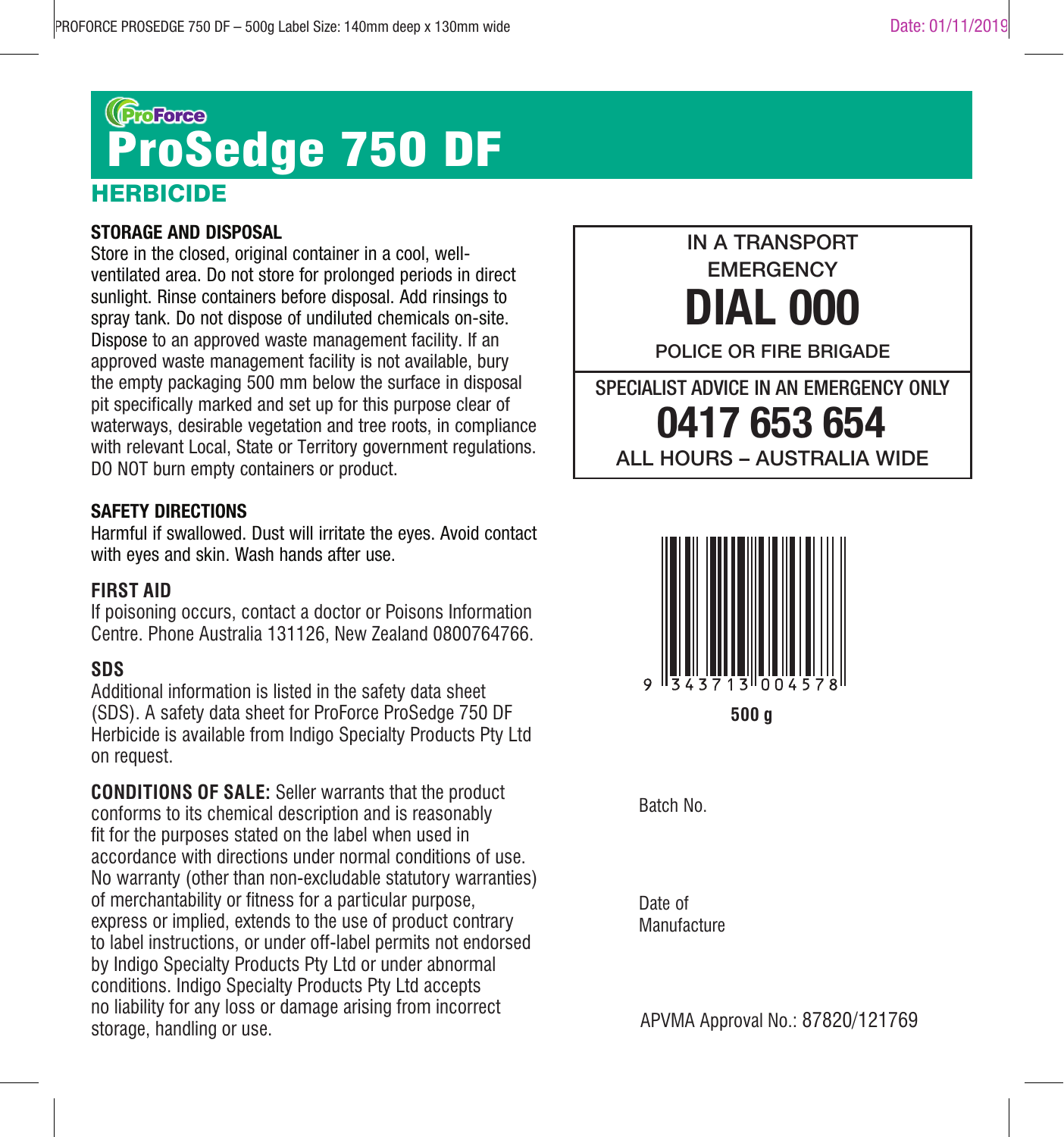ProForce

# ProSedge 750 DF

## HERBICIDE

### STORAGE AND DISPOSAL

Store in the closed, original container in a cool, well-ventilated area. Do not store for prolonged periods in direct sunlight. Rinse containers before disposal. Add rinsings to spray tank. Do not dispose of undiluted chemicals on-site. Dispose to an approved waste management facility. If an approved waste management facility is not available, bury the empty packaging 500 mm below the surface in disposal pit specifically marked and set up for this purpose clear of waterways, desirable vegetation and tree roots, in compliance with relevant Local, State or Territory government regulations. DO NOT burn empty containers or product.

### SAFETY DIRECTIONS

Harmful if swallowed. Dust will irritate the eyes. Avoid contact with eyes and skin. Wash hands after use.

### FIRST AID

If poisoning occurs, contact a doctor or Poisons Information Centre. Phone Australia 131126, New Zealand 0800764766.

### SDS

Additional information is listed in the safety data sheet (SDS). A safety data sheet for ProForce ProSedge 750 DF Herbicide is available from Indigo Specialty Products Pty Ltd on request.

**CONDITIONS OF SALE:** Seller warrants that the product conforms to its chemical description and is reasonably fit for the purposes stated on the label when used in accordance with directions under normal conditions of use. No warranty (other than non-excludable statutory warranties) of merchantability or fitness for a particular purpose, express or implied, extends to the use of product contrary to label instructions, or under off-label permits not endorsed by Indigo Specialty Products Pty Ltd or under abnormal conditions. Indigo Specialty Products Pty Ltd accepts no liability for any loss or damage arising from incorrect storage, handling or use.

IN A TRANSPORT EMERGENCY

**DIAL 000**

POLICE OR FIRE BRIGADE

SPECIALIST ADVICE IN AN EMERGENCY ONLY

**0417 653 654**

ALL HOURS – AUSTRALIA WIDE

9 343713 004578

**500 g**

Batch No.

Date of Manufacture

APVMA Approval No.: 87820/121769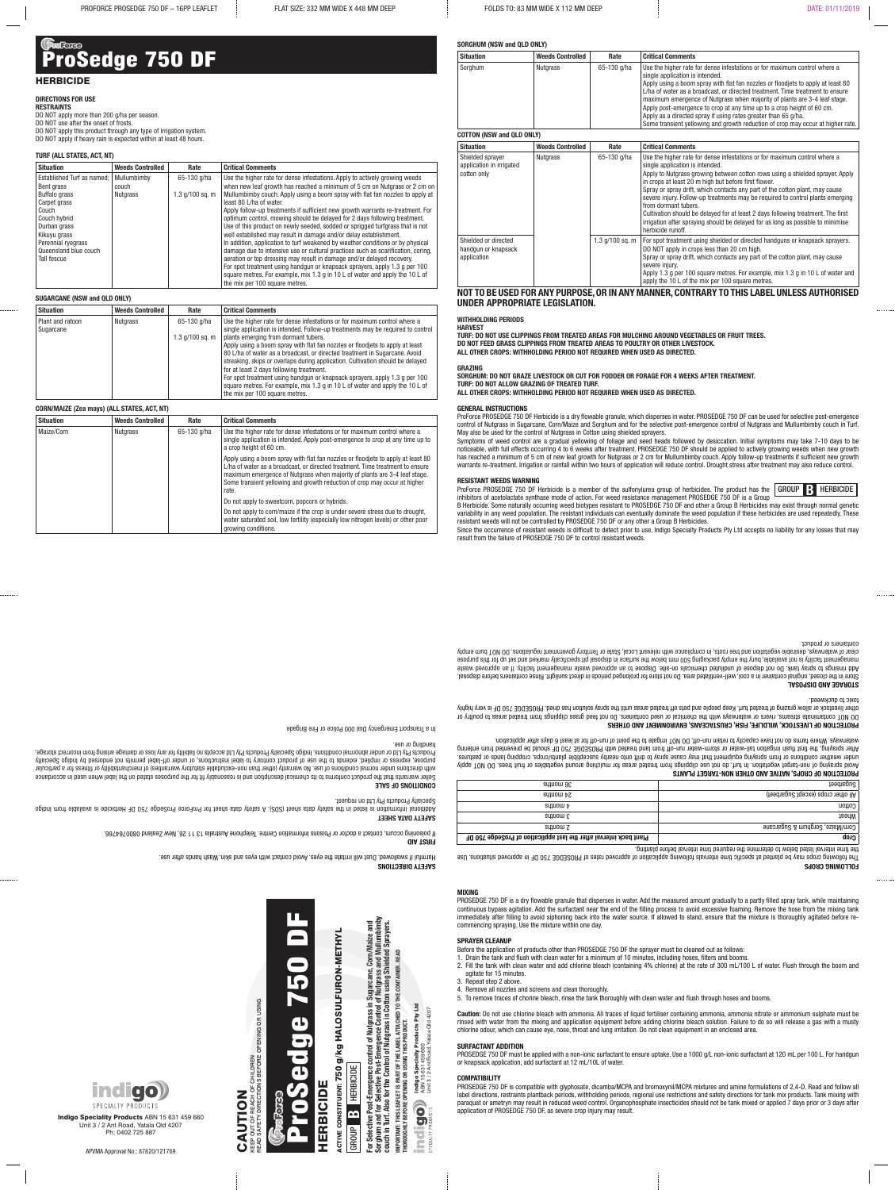# ProSedge 750 DF

## HERBICIDE

### DIRECTIONS FOR USE

**RESTRAINTS**

DO NOT apply more than 200 g/ha per season.
DO NOT use after the onset of frosts.
DO NOT apply this product through any type of irrigation system.
DO NOT apply if heavy rain is expected within at least 48 hours.

### TURF (ALL STATES, ACT, NT)

| Situation | Weeds Controlled | Rate | Critical Comments |
|---|---|---|---|
| Established Turf as named; Bent grass Buffalo grass Carpet grass Couch Couch hybrid Durban grass Kikuyu grass Perennial ryegrass Queensland blue couch Tall fescue | Mullumbimby couch Nutgrass | 65-130 g/ha 1.3 g/100 sq. m | Use the higher rate for dense infestations. Apply to actively growing weeds when new leaf growth has reached a minimum of 5 cm on Nutgrass or 2 cm on Mullumbimby couch. Applying using a boom spray with flat fan nozzles to apply at least 80 L/ha of water. Apply follow-up treatments if sufficient new growth warrants re-treatment. For optimum control, mowing should be delayed for 2 days following treatment. Use of this product on newly seeded, sodded or sprigged turfgrass that is not well established may result in damage and/or delay establishment. In addition, application to turf weakened by weather conditions or by physical damage due to intensive use or cultural practices such as scarification, coring, aeration or top dressing may result in damage and/or delayed recovery. For spot treatment using handgun or knapsack sprayers, apply 1.3 g per 100 square metres. For example, mix 1.3 g in 10 L of water and apply the 10 L of the mix per 100 square metres. |

### SUGARCANE (NSW and QLD ONLY)

| Situation | Weeds Controlled | Rate | Critical Comments |
|---|---|---|---|
| Plant and ratoon Sugarcane | Nutgrass | 65-130 g/ha 1.3 g/100 sq. m | Use the higher rate for dense infestations or for maximum control where a single application is intended. Follow-up treatments may be required to control plants emerging from dormant tubers. Apply using a boom spray with flat fan nozzles or floodjets to apply at least 80 L/ha of water as a broadcast, or directed treatment in Sugarcane. Avoid streaking, skips or overlaps during application. Cultivation should be delayed for at least 2 days following treatment. For spot treatment using handgun or knapsack sprayers, apply 1.3 g per 100 square metres. For example, mix 1.3 g in 10 L of water and apply the 10 L of the mix per 100 square metres. |

### CORN/MAIZE (Zea mays) (ALL STATES, ACT, NT)

| Situation | Weeds Controlled | Rate | Critical Comments |
|---|---|---|---|
| Maize/Corn | Nutgrass | 65-130 g/ha | Use the higher rate for dense infestations or for maximum control where a single application is intended. Apply post-emergence to crop at any time up to a crop height of 60 cm. |
| | | | Apply using a boom spray with flat fan nozzles or floodjets to apply at least 80 L/ha of water as a broadcast, or directed treatment. Time treatment to ensure maximum emergence of Nutgrass when majority of plants are 3-4 leaf stage. Some transient yellowing and growth reduction of crop may occur at higher rate. |
| | | | Do not apply to sweetcorn, popcorn or hybrids. |
| | | | Do not apply to corn/maize if the crop is under severe stress due to drought, water saturated soil, low fertility (especially low nitrogen levels) or other poor growing conditions. |

### SORGHUM (NSW and QLD ONLY)

| Situation | Weeds Controlled | Rate | Critical Comments |
|---|---|---|---|
| Sorghum | Nutgrass | 65-130 g/ha | Use the higher rate for dense infestations or for maximum control where a single application is intended. Applying using a boom spray with flat fan nozzles or floodjets to apply at least 80 L/ha of water as a broadcast, or directed treatment. Time treatment to ensure maximum emergence of Nutgrass when majority of plants are 3-4 leaf stage. Apply post-emergence to crop at any time up to a crop height of 60 cm. Apply as a directed spray if using rates greater than 65 g/ha. Some transient yellowing and growth reduction of crop may occur at higher rate. |

### COTTON (NSW and QLD ONLY)

| Situation | Weeds Controlled | Rate | Critical Comments |
|---|---|---|---|
| Shielded sprayer application in irrigated cotton only | Nutgrass | 65-130 g/ha | Use the higher rate for dense infestations or for maximum control where a single application is intended. Apply to Nutgrass growing between cotton rows using a shielded sprayer. Apply in crops at least 20 cm high but before first flower. Spray or spray drift, which contacts any part of the cotton plant, may cause severe injury. Follow-up treatments may be required to control plants emerging from dormant tubers. Cultivation should be delayed for at least 2 days following treatment. The first irrigation after spraying should be delayed for as long as possible to minimise herbicide runoff. |
| Shielded or directed handgun or knapsack application | | 1.3 g/100 sq. m | For spot treatment using shielded or directed handguns or knapsack sprayers. DO NOT apply in crops less than 20 cm high. Spray or spray drift, which contacts any part of the cotton plant, may cause severe injury. Apply 1.3 g per 100 square metres. For example, mix 1.3 g in 10 L of water and apply the 10 L of the mix per 100 square metres. |

**NOT TO BE USED FOR ANY PURPOSE, OR IN ANY MANNER, CONTRARY TO THIS LABEL UNLESS AUTHORISED UNDER APPROPRIATE LEGISLATION.**

### WITHHOLDING PERIODS

**HARVEST**
**TURF: DO NOT USE CLIPPINGS FROM TREATED AREAS FOR MULCHING AROUND VEGETABLES OR FRUIT TREES.**
**DO NOT FEED GRASS CLIPPINGS FROM TREATED AREAS TO POULTRY OR OTHER LIVESTOCK.**
**ALL OTHER CROPS: WITHHOLDING PERIOD NOT REQUIRED WHEN USED AS DIRECTED.**

**GRAZING**
**SORGHUM: DO NOT GRAZE LIVESTOCK OR CUT FOR FODDER OR FORAGE FOR 4 WEEKS AFTER TREATMENT.**
**TURF: DO NOT ALLOW GRAZING OF TREATED TURF.**
**ALL OTHER CROPS: WITHHOLDING PERIOD NOT REQUIRED WHEN USED AS DIRECTED.**

### GENERAL INSTRUCTIONS

ProForce PROSEDGE 750 DF Herbicide is a dry flowable granule, which disperses in water. PROSEDGE 750 DF can be used for selective post-emergence control of Nutgrass in Sugarcane, Corn/Maize and Sorghum and for the selective post-emergence control of Nutgrass and Mullumbimby couch in Turf. May also be used for the control of Nutgrass in Cotton using shielded sprayers.

Symptoms of weed control are a gradual yellowing of foliage and seed heads followed by desiccation. Initial symptoms may take 7-10 days to be noticeable, with full effects occurring 4 to 6 weeks after treatment. PROSEDGE 750 DF should be applied to actively growing weeds when new growth has reached a minimum of 5 cm of new leaf growth for Nutgrass or 2 cm for Mullumbimby couch. Apply follow-up treatments if sufficient new growth warrants re-treatment. Irrigation or rainfall within two hours of application will reduce control. Drought stress after treatment may also reduce control.

### RESISTANT WEEDS WARNING

**GROUP B HERBICIDE**

ProForce PROSEDGE 750 DF Herbicide is a member of the sulfonylurea group of herbicides. The product has the inhibitors of acetolactate synthase mode of action. For weed resistance management PROSEDGE 750 DF is a Group B Herbicide. Some naturally occurring weed biotypes resistant to PROSEDGE 750 DF and other a Group B Herbicides may exist through normal genetic variability in any weed population. The resistant individuals can eventually dominate the weed population if these herbicides are used repeatedly. These resistant weeds will not be controlled by PROSEDGE 750 DF or any other a Group B Herbicides.

Since the occurrence of resistant weeds is difficult to detect prior to use, Indigo Specialty Products Pty Ltd accepts no liability for any losses that may result from the failure of PROSEDGE 750 DF to control resistant weeds.

### MIXING

PROSEDGE 750 DF is a dry flowable granule that disperses in water. Add the measured amount gradually to a partly filled spray tank, while maintaining continuous bypass agitation. Add the surfactant near the end of the filling process to avoid excessive foaming. Remove the hose from the mixing tank immediately after filling to avoid siphoning back into the water source. If allowed to stand, ensure that the mixture is thoroughly agitated before re-commencing spraying. Use the mixture within one day.

### SPRAYER CLEANUP

Before the application of products other than PROSEDGE 750 DF the sprayer must be cleaned out as follows:

1. Drain the tank and flush with clean water for a minimum of 10 minutes, including hoses, filters and booms.
2. Fill the tank with clean water and add chlorine bleach (containing 4% chlorine) at the rate of 300 mL/100 L of water. Flush through the boom and agitate for 15 minutes.
3. Repeat step 2 above.
4. Remove all nozzles and screens and clean thoroughly.
5. To remove traces of chorine bleach, rinse the tank thoroughly with clean water and flush through hoses and booms.

**Caution:** Do not use chlorine bleach with ammonia. All traces of liquid fertiliser containing ammonia, ammonia nitrate or ammonium sulphate must be rinsed with water from the mixing and application equipment before adding chlorine bleach solution. Failure to do so will release a gas with a musty chlorine odour, which can cause eye, nose, throat and lung irritation. Do not clean equipment in an enclosed area.

### SURFACTANT ADDITION

PROSEDGE 750 DF must be applied with a non-ionic surfactant to ensure uptake. Use a 1000 g/L non-ionic surfactant at 120 mL per 100 L. For handgun or knapsack application, add surfactant at 12 mL/10L of water.

### COMPATIBILITY

PROSEDGE 750 DF is compatible with glyphosate, dicamba/MCPA and bromoxynil/MCPA mixtures and amine formulations of 2,4-D. Read and follow all label directions, restraints plantback periods, withholding periods, regional use restrictions and safety directions for tank mix products. Tank mixing with paraquat or ametryn may result in reduced weed control. Organophosphate insecticides should not be tank mixed or applied 7 days prior or 3 days after application of PROSEDGE 750 DF, as severe crop injury may result.

### FOLLOWING CROPS

The following crops may be planted at specific time intervals following application of approved rates of PROSEDGE 750 DF in approved situations. Use the time interval listed below to determine the required time interval before planting.

| Crop | Plant back interval after the last application of ProSedge 750 DF |
|---|---|
| Corn/Maize, Sorghum & Sugarcane | 2 months |
| Wheat | 3 months |
| Cotton | 4 months |
| All other crops (except Sugarbeet) | 24 months |
| Sugarbeet | 36 months |

### PROTECTION OF CROPS, NATIVE AND OTHER NON-TARGET PLANTS

Avoid spraying of non-target vegetation. In turf, do not use clippings from treated areas for mulching around vegetables or fruit trees. DO NOT apply under weather conditions or from spraying equipment that may cause spray to drift onto nearby susceptible plants/crops, cropping lands or pastures. After spraying, the first flush irrigation tail-water or storm-water run-off from land treated with PROSEDGE 750 DF should be prevented from entering waterways. Where farms do not have capacity to retain run-off, DO NOT irrigate to the point of run-off for at least 6 days after application.

### PROTECTION OF LIVESTOCK, WILDLIFE, FISH, CRUSTACEANS, ENVIRONMENT AND OTHERS

DO NOT contaminate streams, rivers or waterways with the chemical or used containers. Do not feed grass clippings from treated areas to poultry or other livestock or allow grazing of treated turf. Keep people and pets off treated areas until the spray solution has dried. PROSEDGE 750 DF is very highly toxic to duckweed.

### STORAGE AND DISPOSAL

Store in the closed, original container in a cool, well-ventilated area. Do not store for prolonged periods in direct sunlight. Rinse containers before disposal. Add rinsings to spray tank. Do not dispose of undiluted chemicals on-site. Dispose to an approved waste management facility. If an approved waste management facility is not available, bury the empty packaging 500 mm below the surface in disposal pit specifically marked and set up for this purpose clear of waterways, desirable vegetation and tree roots, in compliance with relevant Local, State or Territory government regulations. DO NOT burn empty containers or product.

### SAFETY DIRECTIONS

Harmful if swallowed. Dust will irritate the eyes. Avoid contact with eyes and skin. Wash hands after use.

### FIRST AID

If poisoning occurs, contact a doctor or Poisons Information Centre. Telephone Australia 13 11 26, New Zealand 0800764766.

### SAFETY DATA SHEET

Additional information is listed in the safety data sheet (SDS). A safety data sheet for ProForce ProSedge 750 DF Herbicide is available from Indigo Specialty Products Pty Ltd on request.

### CONDITIONS OF SALE

Seller warrants that the product conforms to its chemical description and is reasonably fit for the purposes stated on the label when used in accordance with directions under normal conditions of use. No warranty (other than non-excludable statutory warranties) of merchantability or fitness for a particular purpose, express or implied, extends to the use of product contrary to label instructions, or under off-label permits not endorsed by Indigo Specialty Products Pty Ltd or under abnormal conditions. Indigo Specialty Products Pty Ltd accepts no liability for any loss or damage arising from incorrect storage, handling or use.

In a Transport Emergency Dial 000 Police or Fire Brigade

---

**CAUTION**
KEEP OUT OF REACH OF CHILDREN
READ SAFETY DIRECTIONS BEFORE OPENING OR USING

# ProForce ProSedge 750 DF

## HERBICIDE

**ACTIVE CONSTITUENT: 750 g/kg HALOSULFURON-METHYL**

**GROUP B HERBICIDE**

**For Selective Post-Emergence control of Nutgrass in Sugarcane, Corn/Maize and Sorghum and for Selective Post-Emergence Control of Nutgrass and Mullumbimby couch in Turf. Also for the Control of Nutgrass in Cotton using Shielded Sprayers.**

**IMPORTANT: THIS LEAFLET IS PART OF THE LABEL ATTACHED TO THE CONTAINER. READ THOROUGHLY BEFORE OPENING OR USING THIS PRODUCT.**

**Indigo Specialty Products Pty Ltd**
ABN 15 631 459 660
Unit 3 / 2 Ant Road, Yatala Qld 4207

**Indigo Speciality Products** ABN 15 631 459 660
Unit 3 / 2 Ant Road, Yatala Qld 4207
Ph: 0402 725 887

APVMA Approval No.: 87820/121769